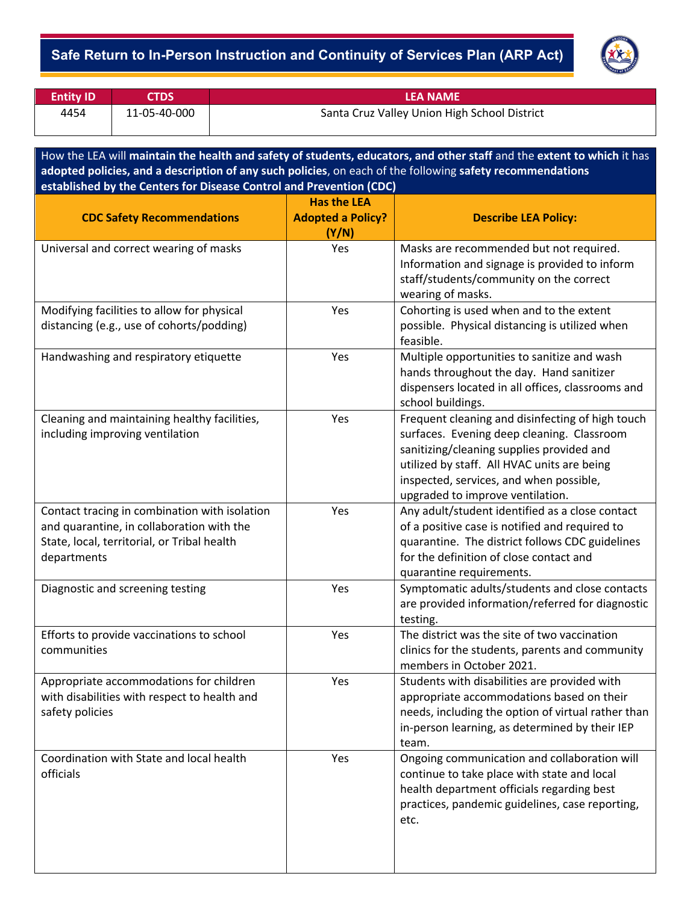# Safe Return to In-Person Instruction and Continuity of Services Plan (ARP Act)

| Entity ID | CTDS | LEA NAME |
|---|---|---|
| 4454 | 11-05-40-000 | Santa Cruz Valley Union High School District |

How the LEA will **maintain the health and safety of students, educators, and other staff** and the **extent to which** it has **adopted policies, and a description of any such policies**, on each of the following **safety recommendations established by the Centers for Disease Control and Prevention (CDC)**

| CDC Safety Recommendations | Has the LEA Adopted a Policy? (Y/N) | Describe LEA Policy: |
|---|---|---|
| Universal and correct wearing of masks | Yes | Masks are recommended but not required. Information and signage is provided to inform staff/students/community on the correct wearing of masks. |
| Modifying facilities to allow for physical distancing (e.g., use of cohorts/podding) | Yes | Cohorting is used when and to the extent possible. Physical distancing is utilized when feasible. |
| Handwashing and respiratory etiquette | Yes | Multiple opportunities to sanitize and wash hands throughout the day. Hand sanitizer dispensers located in all offices, classrooms and school buildings. |
| Cleaning and maintaining healthy facilities, including improving ventilation | Yes | Frequent cleaning and disinfecting of high touch surfaces. Evening deep cleaning. Classroom sanitizing/cleaning supplies provided and utilized by staff. All HVAC units are being inspected, services, and when possible, upgraded to improve ventilation. |
| Contact tracing in combination with isolation and quarantine, in collaboration with the State, local, territorial, or Tribal health departments | Yes | Any adult/student identified as a close contact of a positive case is notified and required to quarantine. The district follows CDC guidelines for the definition of close contact and quarantine requirements. |
| Diagnostic and screening testing | Yes | Symptomatic adults/students and close contacts are provided information/referred for diagnostic testing. |
| Efforts to provide vaccinations to school communities | Yes | The district was the site of two vaccination clinics for the students, parents and community members in October 2021. |
| Appropriate accommodations for children with disabilities with respect to health and safety policies | Yes | Students with disabilities are provided with appropriate accommodations based on their needs, including the option of virtual rather than in-person learning, as determined by their IEP team. |
| Coordination with State and local health officials | Yes | Ongoing communication and collaboration will continue to take place with state and local health department officials regarding best practices, pandemic guidelines, case reporting, etc. |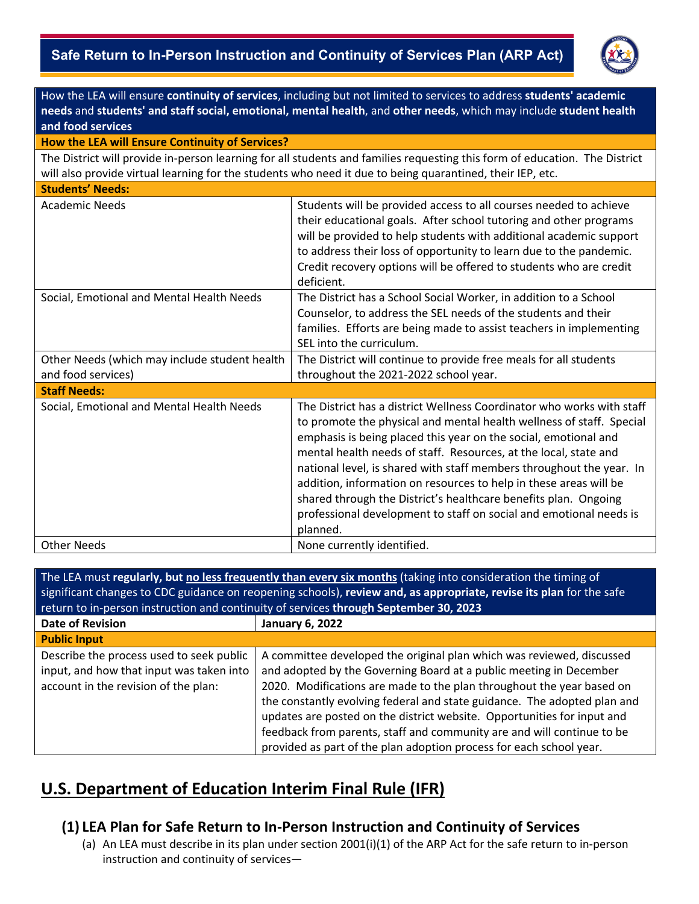| How the LEA will ensure **continuity of services**, including but not limited to services to address **students' academic needs** and **students' and staff social, emotional, mental health**, and **other needs**, which may include **student health and food services** | |
|---|---|
| **How the LEA will Ensure Continuity of Services?** | |
| The District will provide in-person learning for all students and families requesting this form of education. The District will also provide virtual learning for the students who need it due to being quarantined, their IEP, etc. | |
| **Students' Needs:** | |
| Academic Needs | Students will be provided access to all courses needed to achieve their educational goals. After school tutoring and other programs will be provided to help students with additional academic support to address their loss of opportunity to learn due to the pandemic. Credit recovery options will be offered to students who are credit deficient. |
| Social, Emotional and Mental Health Needs | The District has a School Social Worker, in addition to a School Counselor, to address the SEL needs of the students and their families. Efforts are being made to assist teachers in implementing SEL into the curriculum. |
| Other Needs (which may include student health and food services) | The District will continue to provide free meals for all students throughout the 2021-2022 school year. |
| **Staff Needs:** | |
| Social, Emotional and Mental Health Needs | The District has a district Wellness Coordinator who works with staff to promote the physical and mental health wellness of staff. Special emphasis is being placed this year on the social, emotional and mental health needs of staff. Resources, at the local, state and national level, is shared with staff members throughout the year. In addition, information on resources to help in these areas will be shared through the District's healthcare benefits plan. Ongoing professional development to staff on social and emotional needs is planned. |
| Other Needs | None currently identified. |

| The LEA must **regularly, but no less frequently than every six months** (taking into consideration the timing of significant changes to CDC guidance on reopening schools), **review and, as appropriate, revise its plan** for the safe return to in-person instruction and continuity of services **through September 30, 2023** | |
|---|---|
| **Date of Revision** | **January 6, 2022** |
| **Public Input** | |
| Describe the process used to seek public input, and how that input was taken into account in the revision of the plan: | A committee developed the original plan which was reviewed, discussed and adopted by the Governing Board at a public meeting in December 2020. Modifications are made to the plan throughout the year based on the constantly evolving federal and state guidance. The adopted plan and updates are posted on the district website. Opportunities for input and feedback from parents, staff and community are and will continue to be provided as part of the plan adoption process for each school year. |

## U.S. Department of Education Interim Final Rule (IFR)

### (1) LEA Plan for Safe Return to In-Person Instruction and Continuity of Services

(a) An LEA must describe in its plan under section 2001(i)(1) of the ARP Act for the safe return to in-person instruction and continuity of services—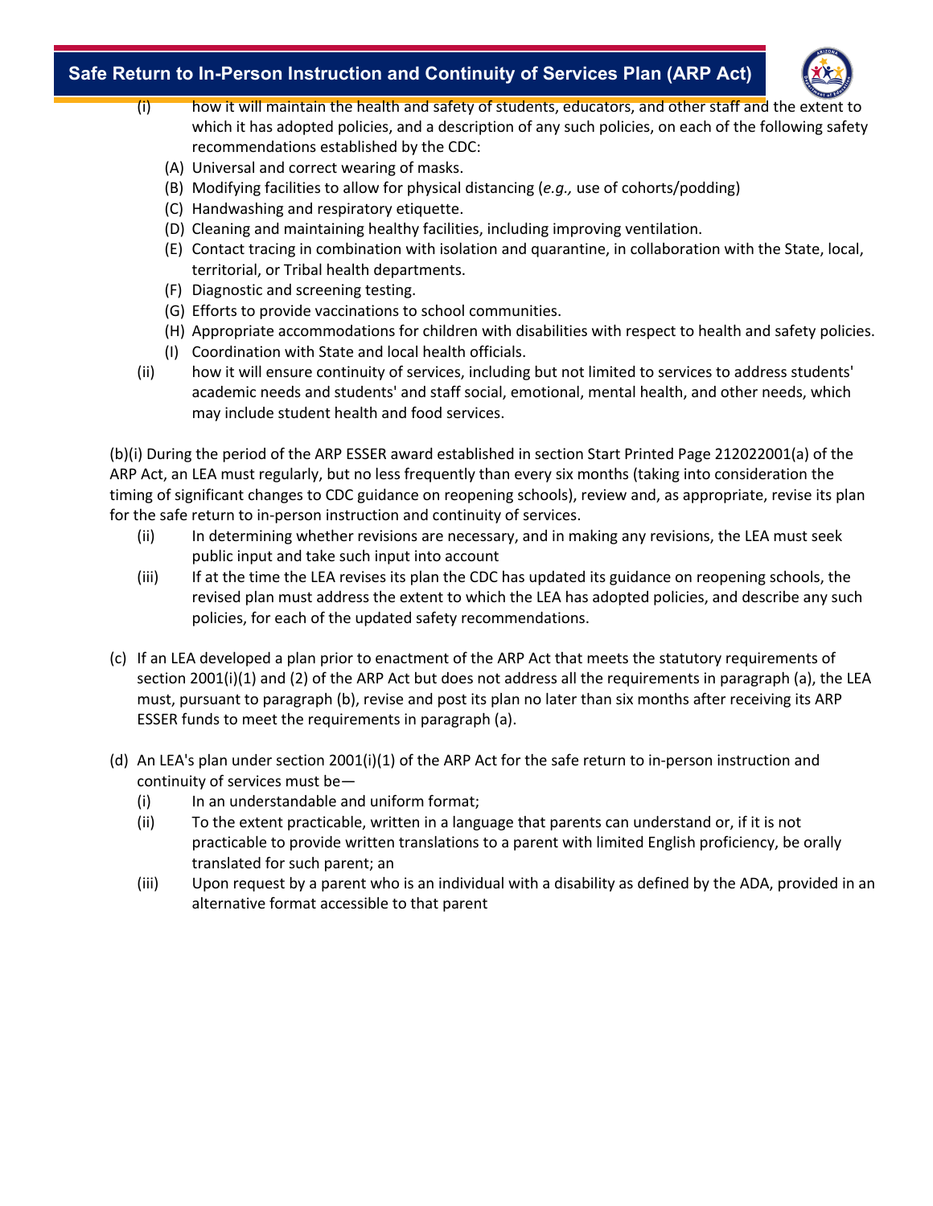(i) how it will maintain the health and safety of students, educators, and other staff and the extent to which it has adopted policies, and a description of any such policies, on each of the following safety recommendations established by the CDC:
   - (A) Universal and correct wearing of masks.
   - (B) Modifying facilities to allow for physical distancing (*e.g.,* use of cohorts/podding)
   - (C) Handwashing and respiratory etiquette.
   - (D) Cleaning and maintaining healthy facilities, including improving ventilation.
   - (E) Contact tracing in combination with isolation and quarantine, in collaboration with the State, local, territorial, or Tribal health departments.
   - (F) Diagnostic and screening testing.
   - (G) Efforts to provide vaccinations to school communities.
   - (H) Appropriate accommodations for children with disabilities with respect to health and safety policies.
   - (I) Coordination with State and local health officials.

(ii) how it will ensure continuity of services, including but not limited to services to address students' academic needs and students' and staff social, emotional, mental health, and other needs, which may include student health and food services.

(b)(i) During the period of the ARP ESSER award established in section Start Printed Page 212022001(a) of the ARP Act, an LEA must regularly, but no less frequently than every six months (taking into consideration the timing of significant changes to CDC guidance on reopening schools), review and, as appropriate, revise its plan for the safe return to in-person instruction and continuity of services.

(ii) In determining whether revisions are necessary, and in making any revisions, the LEA must seek public input and take such input into account

(iii) If at the time the LEA revises its plan the CDC has updated its guidance on reopening schools, the revised plan must address the extent to which the LEA has adopted policies, and describe any such policies, for each of the updated safety recommendations.

(c) If an LEA developed a plan prior to enactment of the ARP Act that meets the statutory requirements of section 2001(i)(1) and (2) of the ARP Act but does not address all the requirements in paragraph (a), the LEA must, pursuant to paragraph (b), revise and post its plan no later than six months after receiving its ARP ESSER funds to meet the requirements in paragraph (a).

(d) An LEA's plan under section 2001(i)(1) of the ARP Act for the safe return to in-person instruction and continuity of services must be—

(i) In an understandable and uniform format;

(ii) To the extent practicable, written in a language that parents can understand or, if it is not practicable to provide written translations to a parent with limited English proficiency, be orally translated for such parent; an

(iii) Upon request by a parent who is an individual with a disability as defined by the ADA, provided in an alternative format accessible to that parent